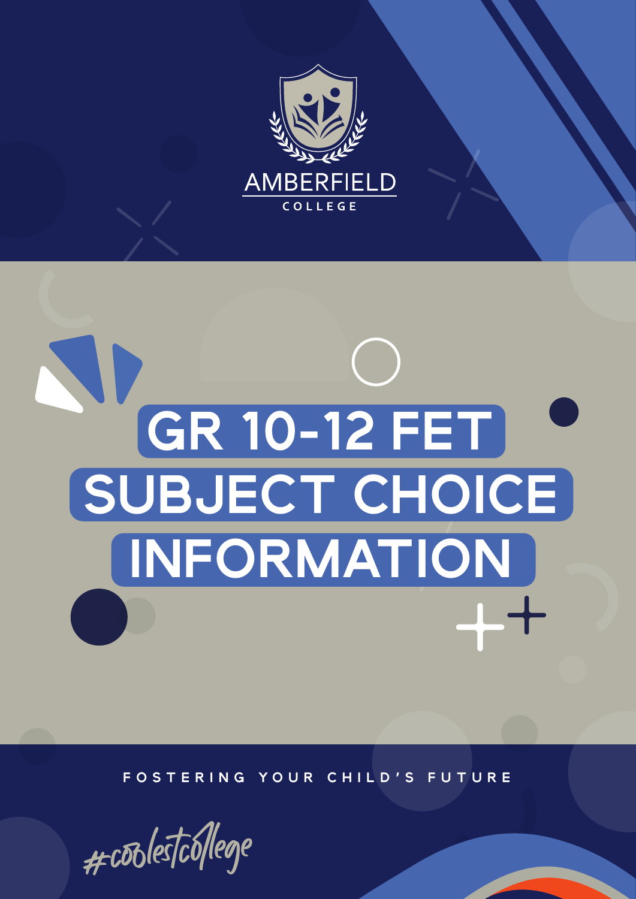AMBERFIELD

COLLEGE

# GR 10-12 FET SUBJECT CHOICE INFORMATION

FOSTERING YOUR CHILD'S FUTURE

#coolestcollege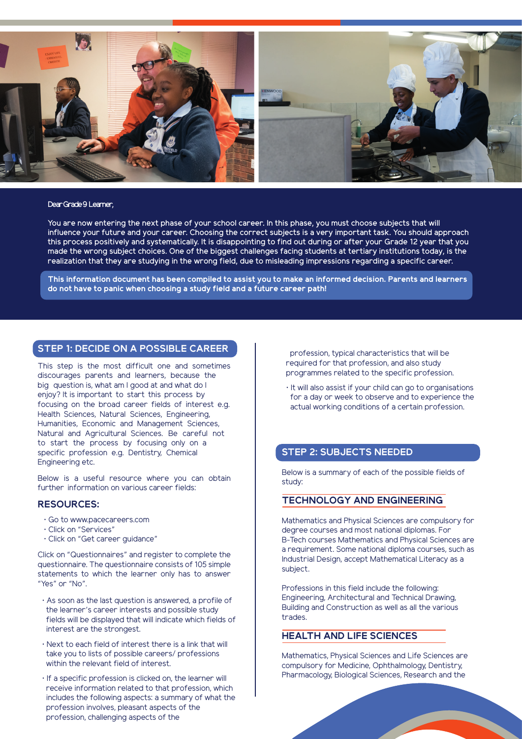Dear Grade 9 Learner,

You are now entering the next phase of your school career. In this phase, you must choose subjects that will influence your future and your career. Choosing the correct subjects is a very important task. You should approach this process positively and systematically. It is disappointing to find out during or after your Grade 12 year that you made the wrong subject choices. One of the biggest challenges facing students at tertiary institutions today, is the realization that they are studying in the wrong field, due to misleading impressions regarding a specific career.

**This information document has been compiled to assist you to make an informed decision. Parents and learners do not have to panic when choosing a study field and a future career path!**

## STEP 1: DECIDE ON A POSSIBLE CAREER

This step is the most difficult one and sometimes discourages parents and learners, because the big question is, what am I good at and what do I enjoy? It is important to start this process by focusing on the broad career fields of interest e.g. Health Sciences, Natural Sciences, Engineering, Humanities, Economic and Management Sciences, Natural and Agricultural Sciences. Be careful not to start the process by focusing only on a specific profession e.g. Dentistry, Chemical Engineering etc.

Below is a useful resource where you can obtain further information on various career fields:

### RESOURCES:

- Go to www.pacecareers.com
- Click on "Services"
- Click on "Get career guidance"

Click on "Questionnaires" and register to complete the questionnaire. The questionnaire consists of 105 simple statements to which the learner only has to answer "Yes" or "No".

- As soon as the last question is answered, a profile of the learner's career interests and possible study fields will be displayed that will indicate which fields of interest are the strongest.
- Next to each field of interest there is a link that will take you to lists of possible careers/ professions within the relevant field of interest.
- If a specific profession is clicked on, the learner will receive information related to that profession, which includes the following aspects: a summary of what the profession involves, pleasant aspects of the profession, challenging aspects of the profession, typical characteristics that will be required for that profession, and also study programmes related to the specific profession.
- It will also assist if your child can go to organisations for a day or week to observe and to experience the actual working conditions of a certain profession.

## STEP 2: SUBJECTS NEEDED

Below is a summary of each of the possible fields of study:

### TECHNOLOGY AND ENGINEERING

Mathematics and Physical Sciences are compulsory for degree courses and most national diplomas. For B-Tech courses Mathematics and Physical Sciences are a requirement. Some national diploma courses, such as Industrial Design, accept Mathematical Literacy as a subject.

Professions in this field include the following: Engineering, Architectural and Technical Drawing, Building and Construction as well as all the various trades.

### HEALTH AND LIFE SCIENCES

Mathematics, Physical Sciences and Life Sciences are compulsory for Medicine, Ophthalmology, Dentistry, Pharmacology, Biological Sciences, Research and the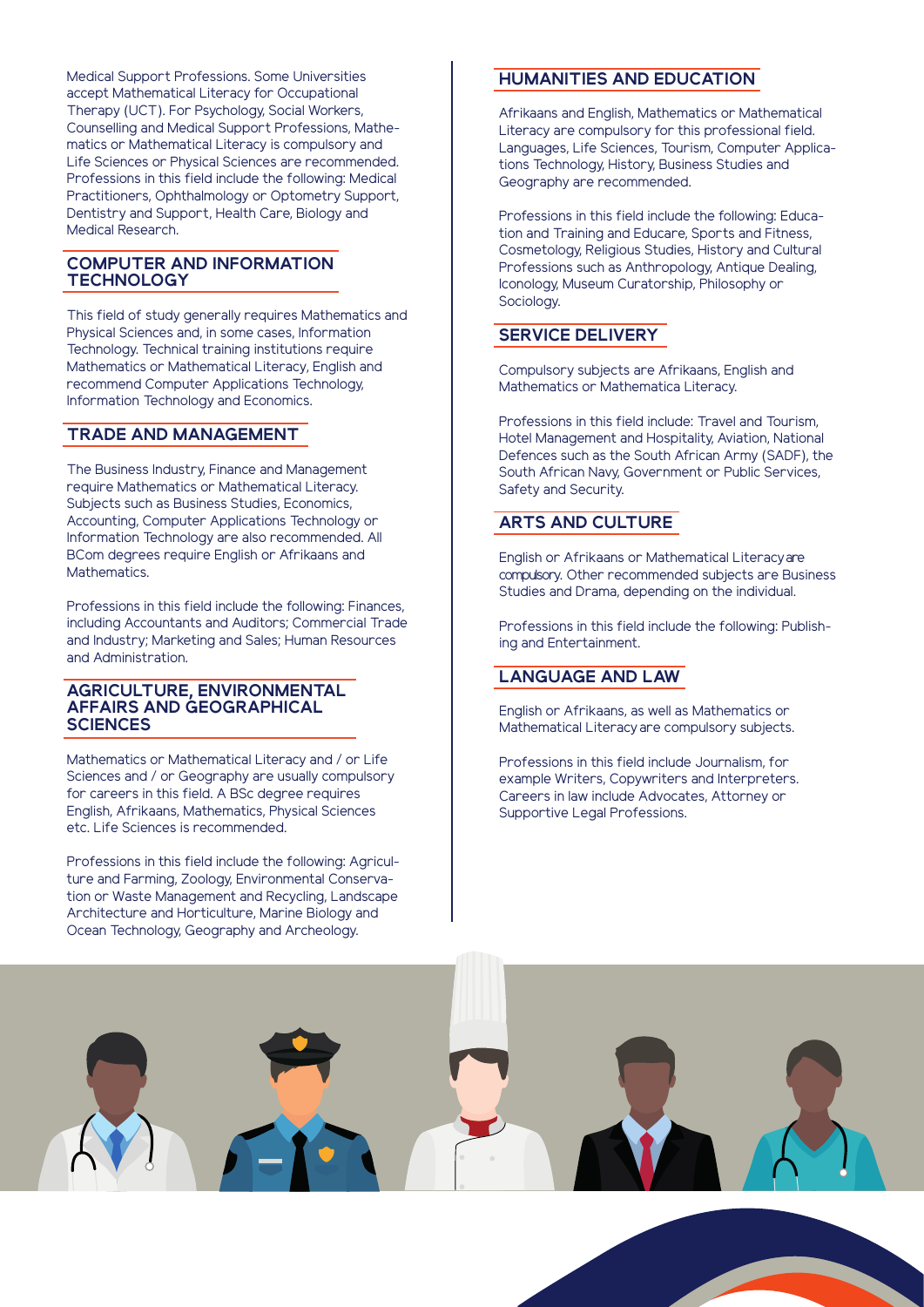Medical Support Professions. Some Universities accept Mathematical Literacy for Occupational Therapy (UCT). For Psychology, Social Workers, Counselling and Medical Support Professions, Mathematics or Mathematical Literacy is compulsory and Life Sciences or Physical Sciences are recommended. Professions in this field include the following: Medical Practitioners, Ophthalmology or Optometry Support, Dentistry and Support, Health Care, Biology and Medical Research.

## COMPUTER AND INFORMATION TECHNOLOGY

This field of study generally requires Mathematics and Physical Sciences and, in some cases, Information Technology. Technical training institutions require Mathematics or Mathematical Literacy, English and recommend Computer Applications Technology, Information Technology and Economics.

## TRADE AND MANAGEMENT

The Business Industry, Finance and Management require Mathematics or Mathematical Literacy. Subjects such as Business Studies, Economics, Accounting, Computer Applications Technology or Information Technology are also recommended. All BCom degrees require English or Afrikaans and Mathematics.

Professions in this field include the following: Finances, including Accountants and Auditors; Commercial Trade and Industry; Marketing and Sales; Human Resources and Administration.

## AGRICULTURE, ENVIRONMENTAL AFFAIRS AND GEOGRAPHICAL SCIENCES

Mathematics or Mathematical Literacy and / or Life Sciences and / or Geography are usually compulsory for careers in this field. A BSc degree requires English, Afrikaans, Mathematics, Physical Sciences etc. Life Sciences is recommended.

Professions in this field include the following: Agriculture and Farming, Zoology, Environmental Conservation or Waste Management and Recycling, Landscape Architecture and Horticulture, Marine Biology and Ocean Technology, Geography and Archeology.

## HUMANITIES AND EDUCATION

Afrikaans and English, Mathematics or Mathematical Literacy are compulsory for this professional field. Languages, Life Sciences, Tourism, Computer Applications Technology, History, Business Studies and Geography are recommended.

Professions in this field include the following: Education and Training and Educare, Sports and Fitness, Cosmetology, Religious Studies, History and Cultural Professions such as Anthropology, Antique Dealing, Iconology, Museum Curatorship, Philosophy or Sociology.

## SERVICE DELIVERY

Compulsory subjects are Afrikaans, English and Mathematics or Mathematica Literacy.

Professions in this field include: Travel and Tourism, Hotel Management and Hospitality, Aviation, National Defences such as the South African Army (SADF), the South African Navy, Government or Public Services, Safety and Security.

## ARTS AND CULTURE

English or Afrikaans or Mathematical Literacy are compulsory. Other recommended subjects are Business Studies and Drama, depending on the individual.

Professions in this field include the following: Publishing and Entertainment.

## LANGUAGE AND LAW

English or Afrikaans, as well as Mathematics or Mathematical Literacy are compulsory subjects.

Professions in this field include Journalism, for example Writers, Copywriters and Interpreters. Careers in law include Advocates, Attorney or Supportive Legal Professions.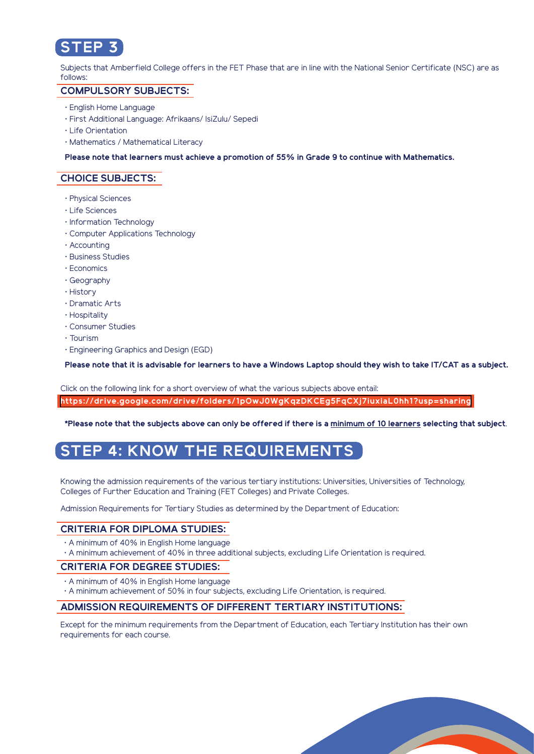## STEP 3

Subjects that Amberfield College offers in the FET Phase that are in line with the National Senior Certificate (NSC) are as follows:

### COMPULSORY SUBJECTS:

- English Home Language
- First Additional Language: Afrikaans/ IsiZulu/ Sepedi
- Life Orientation
- Mathematics / Mathematical Literacy

**Please note that learners must achieve a promotion of 55% in Grade 9 to continue with Mathematics.**

### CHOICE SUBJECTS:

- Physical Sciences
- Life Sciences
- Information Technology
- Computer Applications Technology
- Accounting
- Business Studies
- Economics
- Geography
- History
- Dramatic Arts
- Hospitality
- Consumer Studies
- Tourism
- Engineering Graphics and Design (EGD)

**Please note that it is advisable for learners to have a Windows Laptop should they wish to take IT/CAT as a subject.**

Click on the following link for a short overview of what the various subjects above entail:
**https://drive.google.com/drive/folders/1pOwJ0WgKqzDKCEg5FqCXj7iuxiaL0hh1?usp=sharing**

**\*Please note that the subjects above can only be offered if there is a minimum of 10 learners selecting that subject**.

## STEP 4: KNOW THE REQUIREMENTS

Knowing the admission requirements of the various tertiary institutions: Universities, Universities of Technology, Colleges of Further Education and Training (FET Colleges) and Private Colleges.

Admission Requirements for Tertiary Studies as determined by the Department of Education:

### CRITERIA FOR DIPLOMA STUDIES:

- A minimum of 40% in English Home language
- A minimum achievement of 40% in three additional subjects, excluding Life Orientation is required.

### CRITERIA FOR DEGREE STUDIES:

- A minimum of 40% in English Home language
- A minimum achievement of 50% in four subjects, excluding Life Orientation, is required.

### ADMISSION REQUIREMENTS OF DIFFERENT TERTIARY INSTITUTIONS:

Except for the minimum requirements from the Department of Education, each Tertiary Institution has their own requirements for each course.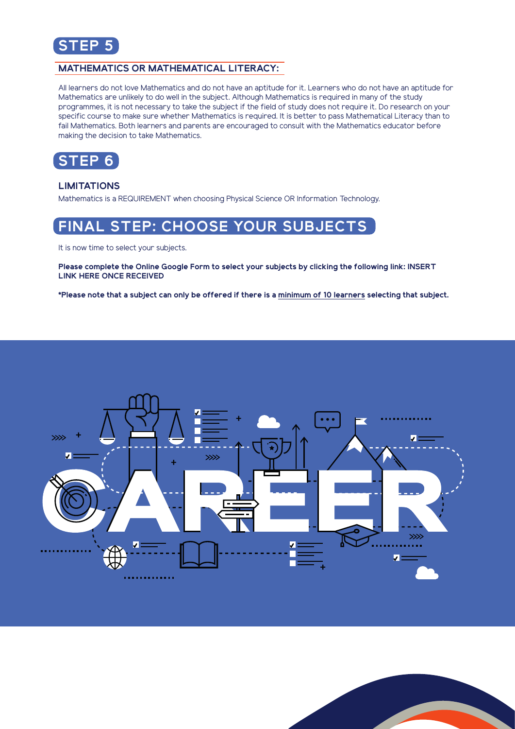## STEP 5

### MATHEMATICS OR MATHEMATICAL LITERACY:

All learners do not love Mathematics and do not have an aptitude for it. Learners who do not have an aptitude for Mathematics are unlikely to do well in the subject. Although Mathematics is required in many of the study programmes, it is not necessary to take the subject if the field of study does not require it. Do research on your specific course to make sure whether Mathematics is required. It is better to pass Mathematical Literacy than to fail Mathematics. Both learners and parents are encouraged to consult with the Mathematics educator before making the decision to take Mathematics.

## STEP 6

### LIMITATIONS

Mathematics is a REQUIREMENT when choosing Physical Science OR Information Technology.

## FINAL STEP: CHOOSE YOUR SUBJECTS

It is now time to select your subjects.

**Please complete the Online Google Form to select your subjects by clicking the following link: INSERT LINK HERE ONCE RECEIVED**

**\*Please note that a subject can only be offered if there is a minimum of 10 learners selecting that subject.**